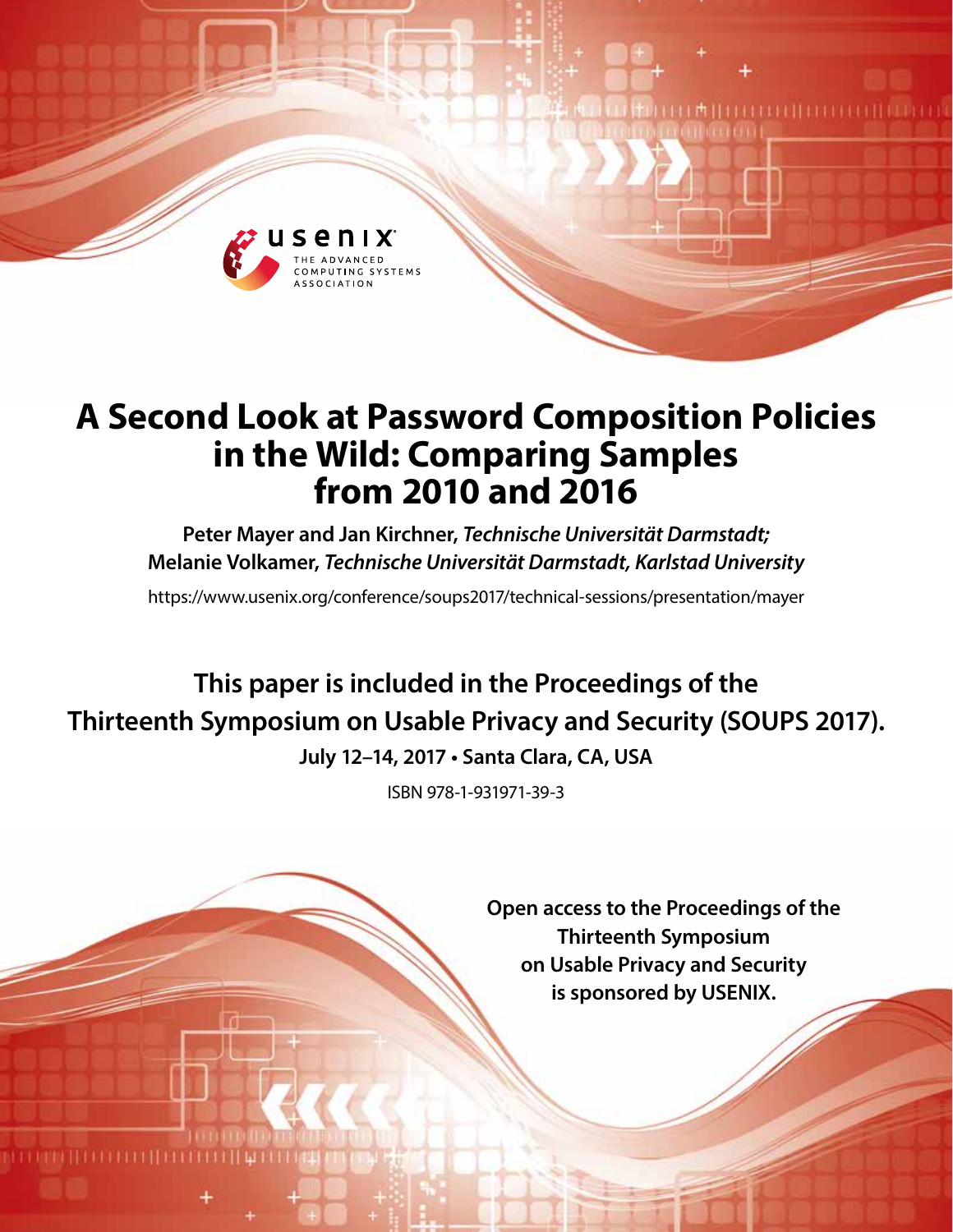usenix

THE ADVANCED COMPUTING SYSTEMS ASSOCIATION

# A Second Look at Password Composition Policies in the Wild: Comparing Samples from 2010 and 2016

**Peter Mayer and Jan Kirchner,** ***Technische Universität Darmstadt;*** **Melanie Volkamer,** ***Technische Universität Darmstadt, Karlstad University***

https://www.usenix.org/conference/soups2017/technical-sessions/presentation/mayer

**This paper is included in the Proceedings of the Thirteenth Symposium on Usable Privacy and Security (SOUPS 2017).**

**July 12–14, 2017 • Santa Clara, CA, USA**

ISBN 978-1-931971-39-3

**Open access to the Proceedings of the Thirteenth Symposium on Usable Privacy and Security is sponsored by USENIX.**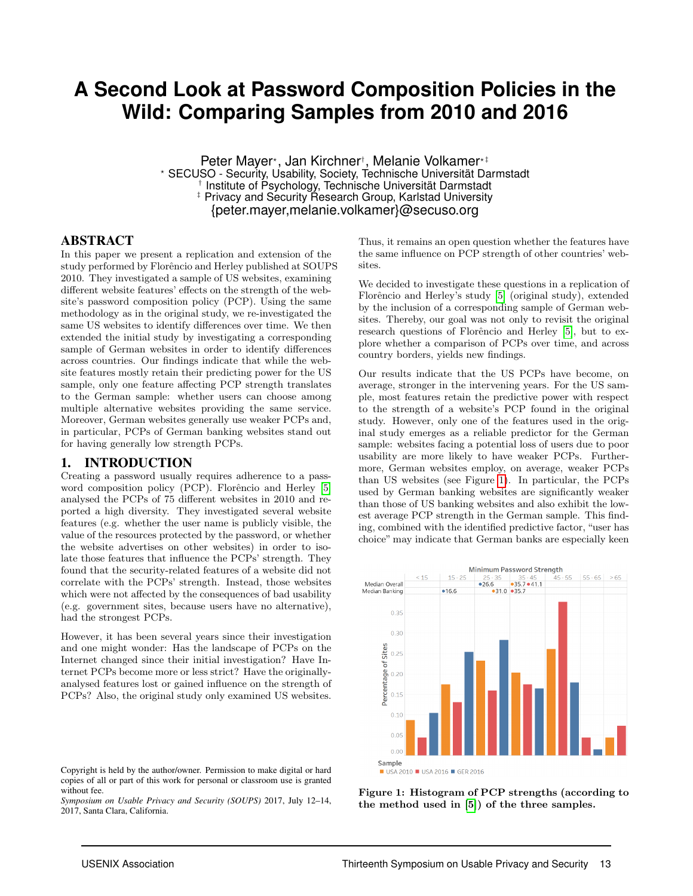# A Second Look at Password Composition Policies in the Wild: Comparing Samples from 2010 and 2016

Peter Mayer*, Jan Kirchner†, Melanie Volkamer*‡

\* SECUSO - Security, Usability, Society, Technische Universität Darmstadt
† Institute of Psychology, Technische Universität Darmstadt
‡ Privacy and Security Research Group, Karlstad University
{peter.mayer,melanie.volkamer}@secuso.org

## ABSTRACT

In this paper we present a replication and extension of the study performed by Florêncio and Herley published at SOUPS 2010. They investigated a sample of US websites, examining different website features' effects on the strength of the website's password composition policy (PCP). Using the same methodology as in the original study, we re-investigated the same US websites to identify differences over time. We then extended the initial study by investigating a corresponding sample of German websites in order to identify differences across countries. Our findings indicate that while the website features mostly retain their predicting power for the US sample, only one feature affecting PCP strength translates to the German sample: whether users can choose among multiple alternative websites providing the same service. Moreover, German websites generally use weaker PCPs and, in particular, PCPs of German banking websites stand out for having generally low strength PCPs.

## 1. INTRODUCTION

Creating a password usually requires adherence to a password composition policy (PCP). Florêncio and Herley [5] analysed the PCPs of 75 different websites in 2010 and reported a high diversity. They investigated several website features (e.g. whether the user name is publicly visible, the value of the resources protected by the password, or whether the website advertises on other websites) in order to isolate those features that influence the PCPs' strength. They found that the security-related features of a website did not correlate with the PCPs' strength. Instead, those websites which were not affected by the consequences of bad usability (e.g. government sites, because users have no alternative), had the strongest PCPs.

However, it has been several years since their investigation and one might wonder: Has the landscape of PCPs on the Internet changed since their initial investigation? Have Internet PCPs become more or less strict? Have the originally-analysed features lost or gained influence on the strength of PCPs? Also, the original study only examined US websites. Thus, it remains an open question whether the features have the same influence on PCP strength of other countries' websites.

We decided to investigate these questions in a replication of Florêncio and Herley's study [5] (original study), extended by the inclusion of a corresponding sample of German websites. Thereby, our goal was not only to revisit the original research questions of Florêncio and Herley [5], but to explore whether a comparison of PCPs over time, and across country borders, yields new findings.

Our results indicate that the US PCPs have become, on average, stronger in the intervening years. For the US sample, most features retain the predictive power with respect to the strength of a website's PCP found in the original study. However, only one of the features used in the original study emerges as a reliable predictor for the German sample: websites facing a potential loss of users due to poor usability are more likely to have weaker PCPs. Furthermore, German websites employ, on average, weaker PCPs than US websites (see Figure 1). In particular, the PCPs used by German banking websites are significantly weaker than those of US banking websites and also exhibit the lowest average PCP strength in the German sample. This finding, combined with the identified predictive factor, "user has choice" may indicate that German banks are especially keen

**Figure 1: Histogram of PCP strengths (according to the method used in [5]) of the three samples.**

Copyright is held by the author/owner. Permission to make digital or hard copies of all or part of this work for personal or classroom use is granted without fee.
*Symposium on Usable Privacy and Security (SOUPS)* 2017, July 12–14, 2017, Santa Clara, California.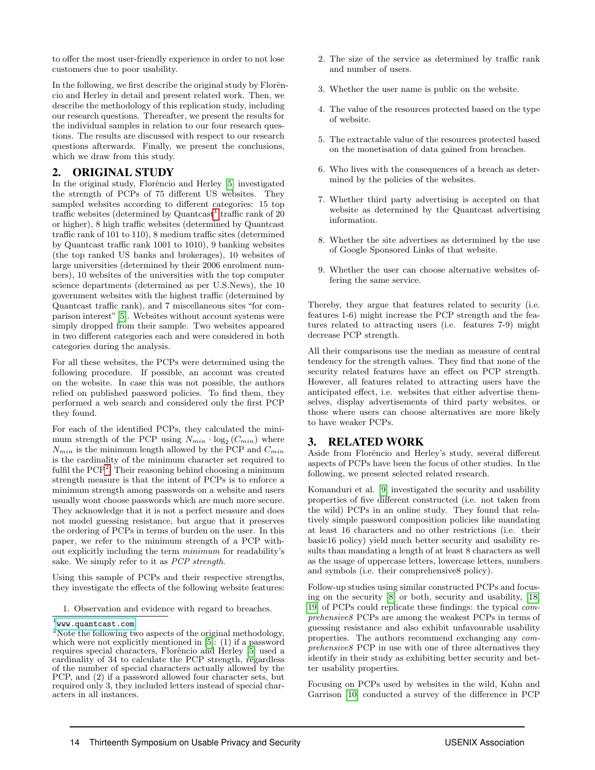to offer the most user-friendly experience in order to not lose customers due to poor usability.

In the following, we first describe the original study by Florêncio and Herley in detail and present related work. Then, we describe the methodology of this replication study, including our research questions. Thereafter, we present the results for the individual samples in relation to our four research questions. The results are discussed with respect to our research questions afterwards. Finally, we present the conclusions, which we draw from this study.

## 2. ORIGINAL STUDY

In the original study, Florêncio and Herley [5] investigated the strength of PCPs of 75 different US websites. They sampled websites according to different categories: 15 top traffic websites (determined by Quantcast[1] traffic rank of 20 or higher), 8 high traffic websites (determined by Quantcast traffic rank of 101 to 110), 8 medium traffic sites (determined by Quantcast traffic rank 1001 to 1010), 9 banking websites (the top ranked US banks and brokerages), 10 websites of large universities (determined by their 2006 enrolment numbers), 10 websites of the universities with the top computer science departments (determined as per U.S.News), the 10 government websites with the highest traffic (determined by Quantcast traffic rank), and 7 miscellaneous sites "for comparison interest" [5]. Websites without account systems were simply dropped from their sample. Two websites appeared in two different categories each and were considered in both categories during the analysis.

For all these websites, the PCPs were determined using the following procedure. If possible, an account was created on the website. In case this was not possible, the authors relied on published password policies. To find them, they performed a web search and considered only the first PCP they found.

For each of the identified PCPs, they calculated the minimum strength of the PCP using $N_{min} \cdot \log_2(C_{min})$ where $N_{min}$ is the minimum length allowed by the PCP and $C_{min}$ is the cardinality of the minimum character set required to fulfil the PCP[2]. Their reasoning behind choosing a minimum strength measure is that the intent of PCPs is to enforce a minimum strength among passwords on a website and users usually wont choose passwords which are much more secure. They acknowledge that it is not a perfect measure and does not model guessing resistance, but argue that it preserves the ordering of PCPs in terms of burden on the user. In this paper, we refer to the minimum strength of a PCP without explicitly including the term *minimum* for readability's sake. We simply refer to it as *PCP strength*.

Using this sample of PCPs and their respective strengths, they investigate the effects of the following website features:

1. Observation and evidence with regard to breaches.
2. The size of the service as determined by traffic rank and number of users.
3. Whether the user name is public on the website.
4. The value of the resources protected based on the type of website.
5. The extractable value of the resources protected based on the monetisation of data gained from breaches.
6. Who lives with the consequences of a breach as determined by the policies of the websites.
7. Whether third party advertising is accepted on that website as determined by the Quantcast advertising information.
8. Whether the site advertises as determined by the use of Google Sponsored Links of that website.
9. Whether the user can choose alternative websites offering the same service.

Thereby, they argue that features related to security (i.e. features 1-6) might increase the PCP strength and the features related to attracting users (i.e. features 7-9) might decrease PCP strength.

All their comparisons use the median as measure of central tendency for the strength values. They find that none of the security related features have an effect on PCP strength. However, all features related to attracting users have the anticipated effect, i.e. websites that either advertise themselves, display advertisements of third party websites, or those where users can choose alternatives are more likely to have weaker PCPs.

## 3. RELATED WORK

Aside from Florêncio and Herley's study, several different aspects of PCPs have been the focus of other studies. In the following, we present selected related research.

Komanduri et al. [9] investigated the security and usability properties of five different constructed (i.e. not taken from the wild) PCPs in an online study. They found that relatively simple password composition policies like mandating at least 16 characters and no other restrictions (i.e. their basic16 policy) yield much better security and usability results than mandating a length of at least 8 characters as well as the usage of uppercase letters, lowercase letters, numbers and symbols (i.e. their comprehensive8 policy).

Follow-up studies using similar constructed PCPs and focusing on the security [8] or both, security and usability, [18, 19] of PCPs could replicate these findings: the typical *comprehensive8* PCPs are among the weakest PCPs in terms of guessing resistance and also exhibit unfavourable usability properties. The authors recommend exchanging any *comprehensive8* PCP in use with one of three alternatives they identify in their study as exhibiting better security and better usability properties.

Focusing on PCPs used by websites in the wild, Kuhn and Garrison [10] conducted a survey of the difference in PCP

[1] www.quantcast.com

[2] Note the following two aspects of the original methodology, which were not explicitly mentioned in [5]: (1) if a password requires special characters, Florêncio and Herley [5] used a cardinality of 34 to calculate the PCP strength, regardless of the number of special characters actually allowed by the PCP, and (2) if a password allowed four character sets, but required only 3, they included letters instead of special characters in all instances.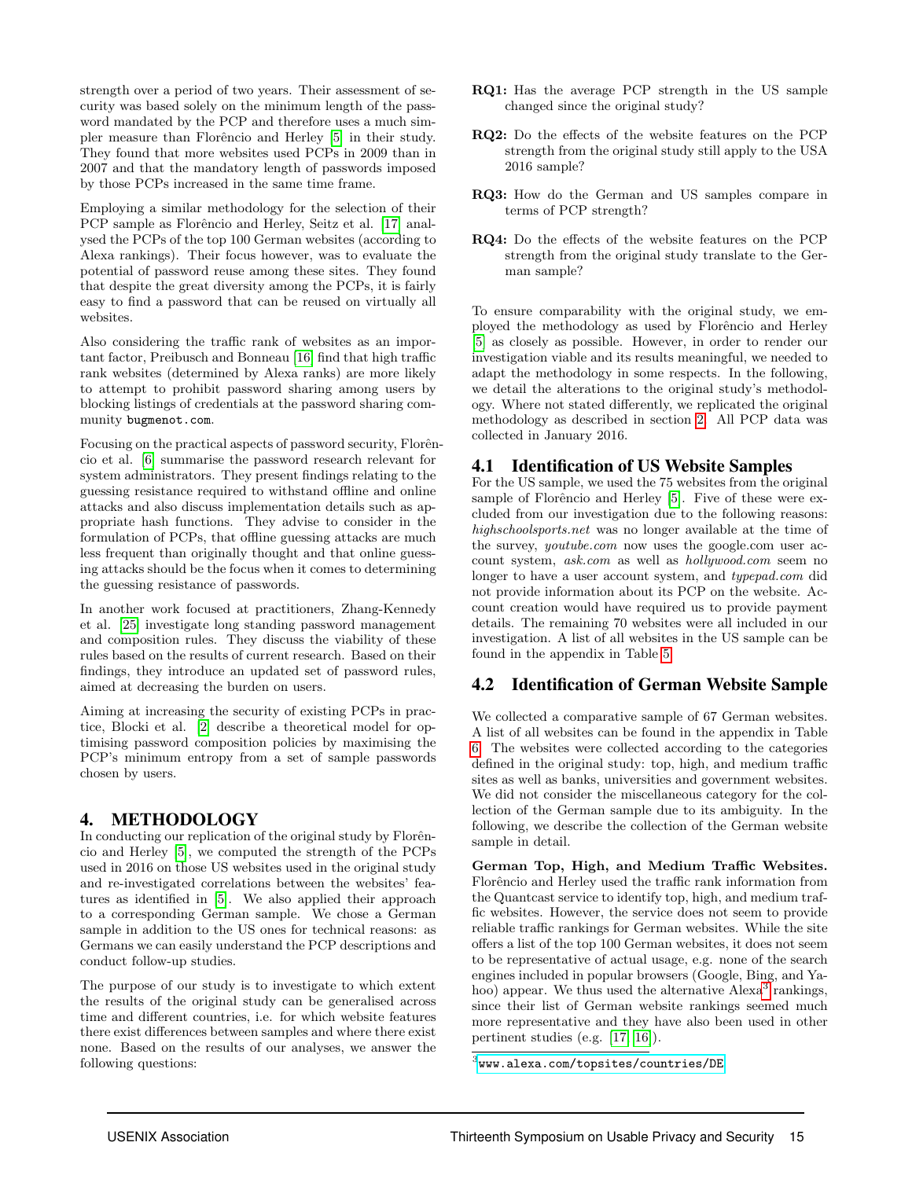strength over a period of two years. Their assessment of security was based solely on the minimum length of the password mandated by the PCP and therefore uses a much simpler measure than Florêncio and Herley [5] in their study. They found that more websites used PCPs in 2009 than in 2007 and that the mandatory length of passwords imposed by those PCPs increased in the same time frame.

Employing a similar methodology for the selection of their PCP sample as Florêncio and Herley, Seitz et al. [17] analysed the PCPs of the top 100 German websites (according to Alexa rankings). Their focus however, was to evaluate the potential of password reuse among these sites. They found that despite the great diversity among the PCPs, it is fairly easy to find a password that can be reused on virtually all websites.

Also considering the traffic rank of websites as an important factor, Preibusch and Bonneau [16] find that high traffic rank websites (determined by Alexa ranks) are more likely to attempt to prohibit password sharing among users by blocking listings of credentials at the password sharing community `bugmenot.com`.

Focusing on the practical aspects of password security, Florêncio et al. [6] summarise the password research relevant for system administrators. They present findings relating to the guessing resistance required to withstand offline and online attacks and also discuss implementation details such as appropriate hash functions. They advise to consider in the formulation of PCPs, that offline guessing attacks are much less frequent than originally thought and that online guessing attacks should be the focus when it comes to determining the guessing resistance of passwords.

In another work focused at practitioners, Zhang-Kennedy et al. [25] investigate long standing password management and composition rules. They discuss the viability of these rules based on the results of current research. Based on their findings, they introduce an updated set of password rules, aimed at decreasing the burden on users.

Aiming at increasing the security of existing PCPs in practice, Blocki et al. [2] describe a theoretical model for optimising password composition policies by maximising the PCP's minimum entropy from a set of sample passwords chosen by users.

## 4. METHODOLOGY

In conducting our replication of the original study by Florêncio and Herley [5], we computed the strength of the PCPs used in 2016 on those US websites used in the original study and re-investigated correlations between the websites' features as identified in [5]. We also applied their approach to a corresponding German sample. We chose a German sample in addition to the US ones for technical reasons: as Germans we can easily understand the PCP descriptions and conduct follow-up studies.

The purpose of our study is to investigate to which extent the results of the original study can be generalised across time and different countries, i.e. for which website features there exist differences between samples and where there exist none. Based on the results of our analyses, we answer the following questions:

- **RQ1:** Has the average PCP strength in the US sample changed since the original study?
- **RQ2:** Do the effects of the website features on the PCP strength from the original study still apply to the USA 2016 sample?
- **RQ3:** How do the German and US samples compare in terms of PCP strength?
- **RQ4:** Do the effects of the website features on the PCP strength from the original study translate to the German sample?

To ensure comparability with the original study, we employed the methodology as used by Florêncio and Herley [5] as closely as possible. However, in order to render our investigation viable and its results meaningful, we needed to adapt the methodology in some respects. In the following, we detail the alterations to the original study's methodology. Where not stated differently, we replicated the original methodology as described in section 2. All PCP data was collected in January 2016.

### 4.1 Identification of US Website Samples

For the US sample, we used the 75 websites from the original sample of Florêncio and Herley [5]. Five of these were excluded from our investigation due to the following reasons: *highschoolsports.net* was no longer available at the time of the survey, *youtube.com* now uses the google.com user account system, *ask.com* as well as *hollywood.com* seem no longer to have a user account system, and *typepad.com* did not provide information about its PCP on the website. Account creation would have required us to provide payment details. The remaining 70 websites were all included in our investigation. A list of all websites in the US sample can be found in the appendix in Table 5.

### 4.2 Identification of German Website Sample

We collected a comparative sample of 67 German websites. A list of all websites can be found in the appendix in Table 6. The websites were collected according to the categories defined in the original study: top, high, and medium traffic sites as well as banks, universities and government websites. We did not consider the miscellaneous category for the collection of the German sample due to its ambiguity. In the following, we describe the collection of the German website sample in detail.

**German Top, High, and Medium Traffic Websites.** Florêncio and Herley used the traffic rank information from the Quantcast service to identify top, high, and medium traffic websites. However, the service does not seem to provide reliable traffic rankings for German websites. While the site offers a list of the top 100 German websites, it does not seem to be representative of actual usage, e.g. none of the search engines included in popular browsers (Google, Bing, and Yahoo) appear. We thus used the alternative Alexa[3] rankings, since their list of German website rankings seemed much more representative and they have also been used in other pertinent studies (e.g. [17, 16]).

[3] `www.alexa.com/topsites/countries/DE`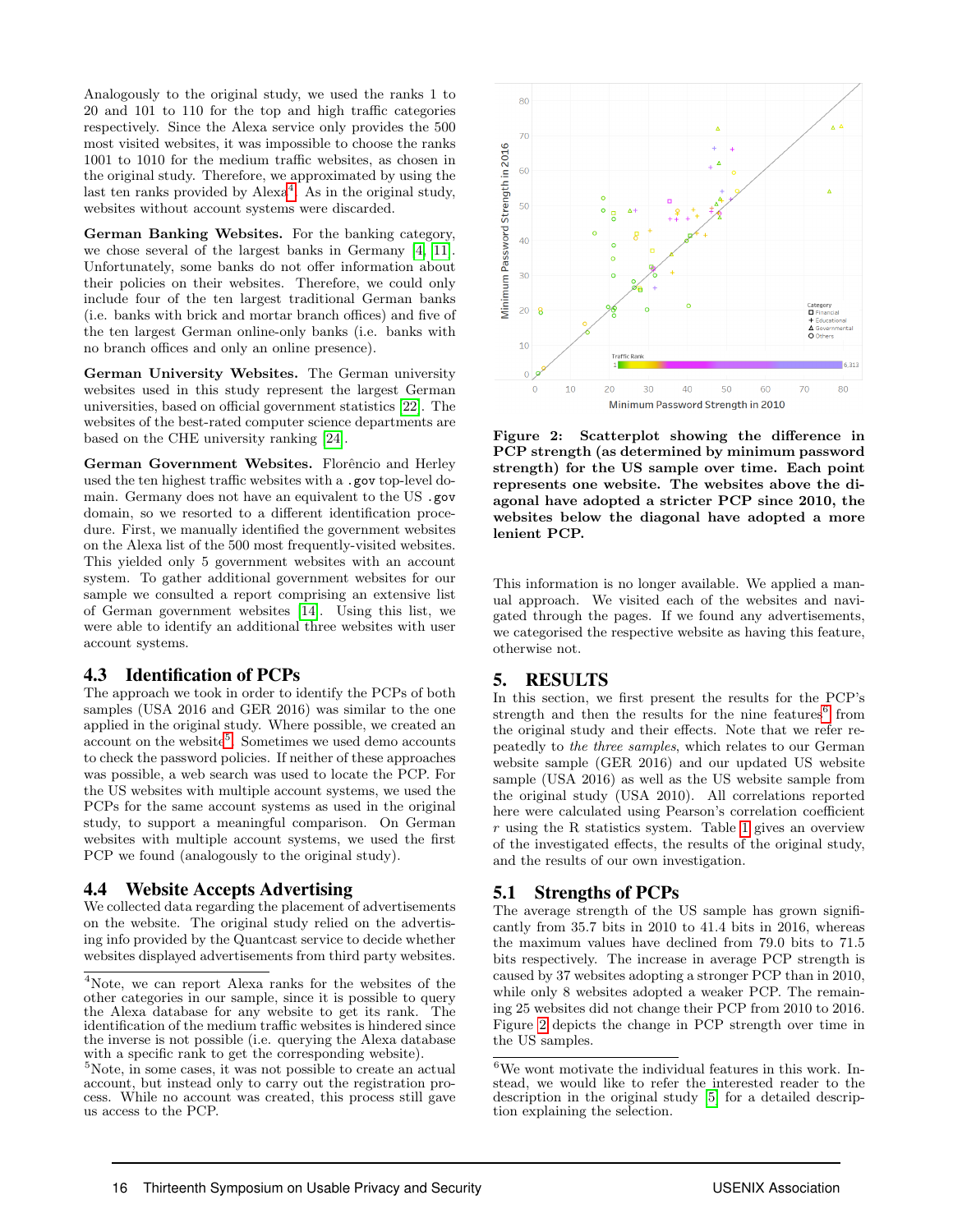Analogously to the original study, we used the ranks 1 to 20 and 101 to 110 for the top and high traffic categories respectively. Since the Alexa service only provides the 500 most visited websites, it was impossible to choose the ranks 1001 to 1010 for the medium traffic websites, as chosen in the original study. Therefore, we approximated by using the last ten ranks provided by Alexa[4]. As in the original study, websites without account systems were discarded.

**German Banking Websites.** For the banking category, we chose several of the largest banks in Germany [4, 11]. Unfortunately, some banks do not offer information about their policies on their websites. Therefore, we could only include four of the ten largest traditional German banks (i.e. banks with brick and mortar branch offices) and five of the ten largest German online-only banks (i.e. banks with no branch offices and only an online presence).

**German University Websites.** The German university websites used in this study represent the largest German universities, based on official government statistics [22]. The websites of the best-rated computer science departments are based on the CHE university ranking [24].

**German Government Websites.** Florêncio and Herley used the ten highest traffic websites with a `.gov` top-level domain. Germany does not have an equivalent to the US `.gov` domain, so we resorted to a different identification procedure. First, we manually identified the government websites on the Alexa list of the 500 most frequently-visited websites. This yielded only 5 government websites with an account system. To gather additional government websites for our sample we consulted a report comprising an extensive list of German government websites [14]. Using this list, we were able to identify an additional three websites with user account systems.

## 4.3 Identification of PCPs

The approach we took in order to identify the PCPs of both samples (USA 2016 and GER 2016) was similar to the one applied in the original study. Where possible, we created an account on the website[5]. Sometimes we used demo accounts to check the password policies. If neither of these approaches was possible, a web search was used to locate the PCP. For the US websites with multiple account systems, we used the PCPs for the same account systems as used in the original study, to support a meaningful comparison. On German websites with multiple account systems, we used the first PCP we found (analogously to the original study).

## 4.4 Website Accepts Advertising

We collected data regarding the placement of advertisements on the website. The original study relied on the advertising info provided by the Quantcast service to decide whether websites displayed advertisements from third party websites.

[4]Note, we can report Alexa ranks for the websites of the other categories in our sample, since it is possible to query the Alexa database for any website to get its rank. The identification of the medium traffic websites is hindered since the inverse is not possible (i.e. querying the Alexa database with a specific rank to get the corresponding website).

[5]Note, in some cases, it was not possible to create an actual account, but instead only to carry out the registration process. While no account was created, this process still gave us access to the PCP.

**Figure 2: Scatterplot showing the difference in PCP strength (as determined by minimum password strength) for the US sample over time. Each point represents one website. The websites above the diagonal have adopted a stricter PCP since 2010, the websites below the diagonal have adopted a more lenient PCP.**

This information is no longer available. We applied a manual approach. We visited each of the websites and navigated through the pages. If we found any advertisements, we categorised the respective website as having this feature, otherwise not.

# 5. RESULTS

In this section, we first present the results for the PCP's strength and then the results for the nine features[6] from the original study and their effects. Note that we refer repeatedly to *the three samples*, which relates to our German website sample (GER 2016) and our updated US website sample (USA 2016) as well as the US website sample from the original study (USA 2010). All correlations reported here were calculated using Pearson's correlation coefficient $r$ using the R statistics system. Table 1 gives an overview of the investigated effects, the results of the original study, and the results of our own investigation.

## 5.1 Strengths of PCPs

The average strength of the US sample has grown significantly from 35.7 bits in 2010 to 41.4 bits in 2016, whereas the maximum values have declined from 79.0 bits to 71.5 bits respectively. The increase in average PCP strength is caused by 37 websites adopting a stronger PCP than in 2010, while only 8 websites adopted a weaker PCP. The remaining 25 websites did not change their PCP from 2010 to 2016. Figure 2 depicts the change in PCP strength over time in the US samples.

[6]We wont motivate the individual features in this work. Instead, we would like to refer the interested reader to the description in the original study [5] for a detailed description explaining the selection.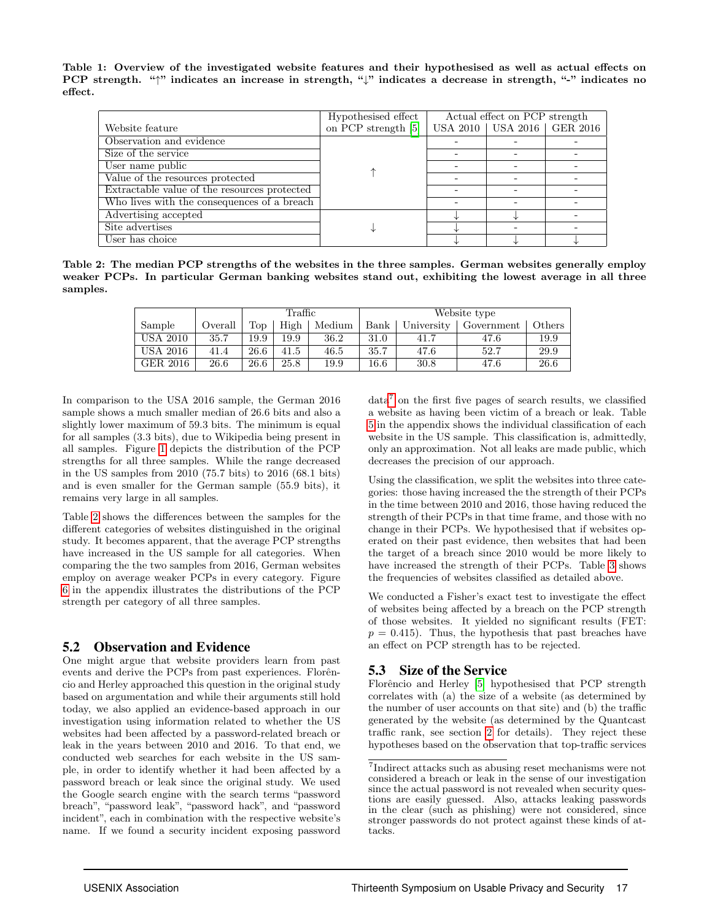**Table 1: Overview of the investigated website features and their hypothesised as well as actual effects on PCP strength. "↑" indicates an increase in strength, "↓" indicates a decrease in strength, "-" indicates no effect.**

| Website feature | Hypothesised effect on PCP strength [5] | Actual effect on PCP strength | | |
|---|---|---|---|---|
| | | USA 2010 | USA 2016 | GER 2016 |
| Observation and evidence | ↑ | - | - | - |
| Size of the service | | - | - | - |
| User name public | | - | - | - |
| Value of the resources protected | | - | - | - |
| Extractable value of the resources protected | | - | - | - |
| Who lives with the consequences of a breach | | - | - | - |
| Advertising accepted | ↓ | ↓ | ↓ | - |
| Site advertises | | ↓ | - | - |
| User has choice | | ↓ | ↓ | ↓ |

**Table 2: The median PCP strengths of the websites in the three samples. German websites generally employ weaker PCPs. In particular German banking websites stand out, exhibiting the lowest average in all three samples.**

| Sample | Overall | Traffic | | | Website type | | | |
|---|---|---|---|---|---|---|---|---|
| | | Top | High | Medium | Bank | University | Government | Others |
| USA 2010 | 35.7 | 19.9 | 19.9 | 36.2 | 31.0 | 41.7 | 47.6 | 19.9 |
| USA 2016 | 41.4 | 26.6 | 41.5 | 46.5 | 35.7 | 47.6 | 52.7 | 29.9 |
| GER 2016 | 26.6 | 26.6 | 25.8 | 19.9 | 16.6 | 30.8 | 47.6 | 26.6 |

In comparison to the USA 2016 sample, the German 2016 sample shows a much smaller median of 26.6 bits and also a slightly lower maximum of 59.3 bits. The minimum is equal for all samples (3.3 bits), due to Wikipedia being present in all samples. Figure 1 depicts the distribution of the PCP strengths for all three samples. While the range decreased in the US samples from 2010 (75.7 bits) to 2016 (68.1 bits) and is even smaller for the German sample (55.9 bits), it remains very large in all samples.

Table 2 shows the differences between the samples for the different categories of websites distinguished in the original study. It becomes apparent, that the average PCP strengths have increased in the US sample for all categories. When comparing the the two samples from 2016, German websites employ on average weaker PCPs in every category. Figure 6 in the appendix illustrates the distributions of the PCP strength per category of all three samples.

## 5.2 Observation and Evidence

One might argue that website providers learn from past events and derive the PCPs from past experiences. Florêncio and Herley approached this question in the original study based on argumentation and while their arguments still hold today, we also applied an evidence-based approach in our investigation using information related to whether the US websites had been affected by a password-related breach or leak in the years between 2010 and 2016. To that end, we conducted web searches for each website in the US sample, in order to identify whether it had been affected by a password breach or leak since the original study. We used the Google search engine with the search terms "password breach", "password leak", "password hack", and "password incident", each in combination with the respective website's name. If we found a security incident exposing password data[7] on the first five pages of search results, we classified a website as having been victim of a breach or leak. Table 5 in the appendix shows the individual classification of each website in the US sample. This classification is, admittedly, only an approximation. Not all leaks are made public, which decreases the precision of our approach.

Using the classification, we split the websites into three categories: those having increased the the strength of their PCPs in the time between 2010 and 2016, those having reduced the strength of their PCPs in that time frame, and those with no change in their PCPs. We hypothesised that if websites operated on their past evidence, then websites that had been the target of a breach since 2010 would be more likely to have increased the strength of their PCPs. Table 3 shows the frequencies of websites classified as detailed above.

We conducted a Fisher's exact test to investigate the effect of websites being affected by a breach on the PCP strength of those websites. It yielded no significant results (FET: $p = 0.415$). Thus, the hypothesis that past breaches have an effect on PCP strength has to be rejected.

## 5.3 Size of the Service

Florêncio and Herley [5] hypothesised that PCP strength correlates with (a) the size of a website (as determined by the number of user accounts on that site) and (b) the traffic generated by the website (as determined by the Quantcast traffic rank, see section 2 for details). They reject these hypotheses based on the observation that top-traffic services

[7] Indirect attacks such as abusing reset mechanisms were not considered a breach or leak in the sense of our investigation since the actual password is not revealed when security questions are easily guessed. Also, attacks leaking passwords in the clear (such as phishing) were not considered, since stronger passwords do not protect against these kinds of attacks.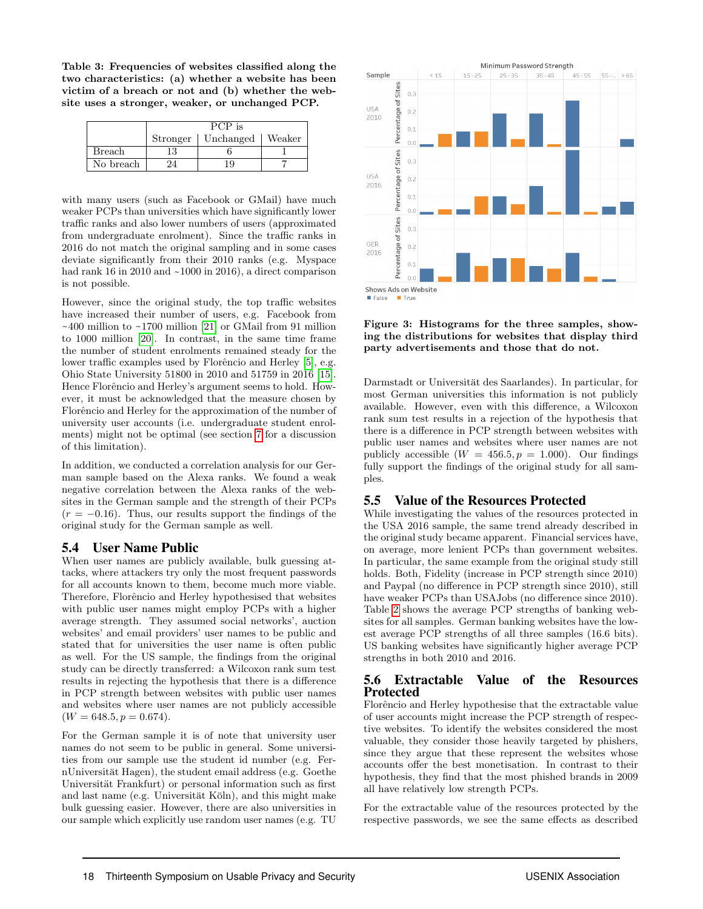**Table 3: Frequencies of websites classified along the two characteristics: (a) whether a website has been victim of a breach or not and (b) whether the website uses a stronger, weaker, or unchanged PCP.**

| | PCP is | | |
|---|---|---|---|
| | Stronger | Unchanged | Weaker |
| Breach | 13 | 6 | 1 |
| No breach | 24 | 19 | 7 |

with many users (such as Facebook or GMail) have much weaker PCPs than universities which have significantly lower traffic ranks and also lower numbers of users (approximated from undergraduate enrolment). Since the traffic ranks in 2016 do not match the original sampling and in some cases deviate significantly from their 2010 ranks (e.g. Myspace had rank 16 in 2010 and ~1000 in 2016), a direct comparison is not possible.

However, since the original study, the top traffic websites have increased their number of users, e.g. Facebook from ~400 million to ~1700 million [21] or GMail from 91 million to 1000 million [20]. In contrast, in the same time frame the number of student enrolments remained steady for the lower traffic examples used by Florêncio and Herley [5], e.g. Ohio State University 51800 in 2010 and 51759 in 2016 [15]. Hence Florêncio and Herley's argument seems to hold. However, it must be acknowledged that the measure chosen by Florêncio and Herley for the approximation of the number of university user accounts (i.e. undergraduate student enrolments) might not be optimal (see section 7 for a discussion of this limitation).

In addition, we conducted a correlation analysis for our German sample based on the Alexa ranks. We found a weak negative correlation between the Alexa ranks of the websites in the German sample and the strength of their PCPs ($r = -0.16$). Thus, our results support the findings of the original study for the German sample as well.

## 5.4 User Name Public

When user names are publicly available, bulk guessing attacks, where attackers try only the most frequent passwords for all accounts known to them, become much more viable. Therefore, Florêncio and Herley hypothesised that websites with public user names might employ PCPs with a higher average strength. They assumed social networks', auction websites' and email providers' user names to be public and stated that for universities the user name is often public as well. For the US sample, the findings from the original study can be directly transferred: a Wilcoxon rank sum test results in rejecting the hypothesis that there is a difference in PCP strength between websites with public user names and websites where user names are not publicly accessible ($W = 648.5, p = 0.674$).

For the German sample it is of note that university user names do not seem to be public in general. Some universities from our sample use the student id number (e.g. FernUniversität Hagen), the student email address (e.g. Goethe Universität Frankfurt) or personal information such as first and last name (e.g. Universität Köln), and this might make bulk guessing easier. However, there are also universities in our sample which explicitly use random user names (e.g. TU Darmstadt or Universität des Saarlandes). In particular, for most German universities this information is not publicly available. However, even with this difference, a Wilcoxon rank sum test results in a rejection of the hypothesis that there is a difference in PCP strength between websites with public user names and websites where user names are not publicly accessible ($W = 456.5, p = 1.000$). Our findings fully support the findings of the original study for all samples.

**Figure 3: Histograms for the three samples, showing the distributions for websites that display third party advertisements and those that do not.**

## 5.5 Value of the Resources Protected

While investigating the values of the resources protected in the USA 2016 sample, the same trend already described in the original study became apparent. Financial services have, on average, more lenient PCPs than government websites. In particular, the same example from the original study still holds. Both, Fidelity (increase in PCP strength since 2010) and Paypal (no difference in PCP strength since 2010), still have weaker PCPs than USAJobs (no difference since 2010). Table 2 shows the average PCP strengths of banking websites for all samples. German banking websites have the lowest average PCP strengths of all three samples (16.6 bits). US banking websites have significantly higher average PCP strengths in both 2010 and 2016.

## 5.6 Extractable Value of the Resources Protected

Florêncio and Herley hypothesise that the extractable value of user accounts might increase the PCP strength of respective websites. To identify the websites considered the most valuable, they consider those heavily targeted by phishers, since they argue that these represent the websites whose accounts offer the best monetisation. In contrast to their hypothesis, they find that the most phished brands in 2009 all have relatively low strength PCPs.

For the extractable value of the resources protected by the respective passwords, we see the same effects as described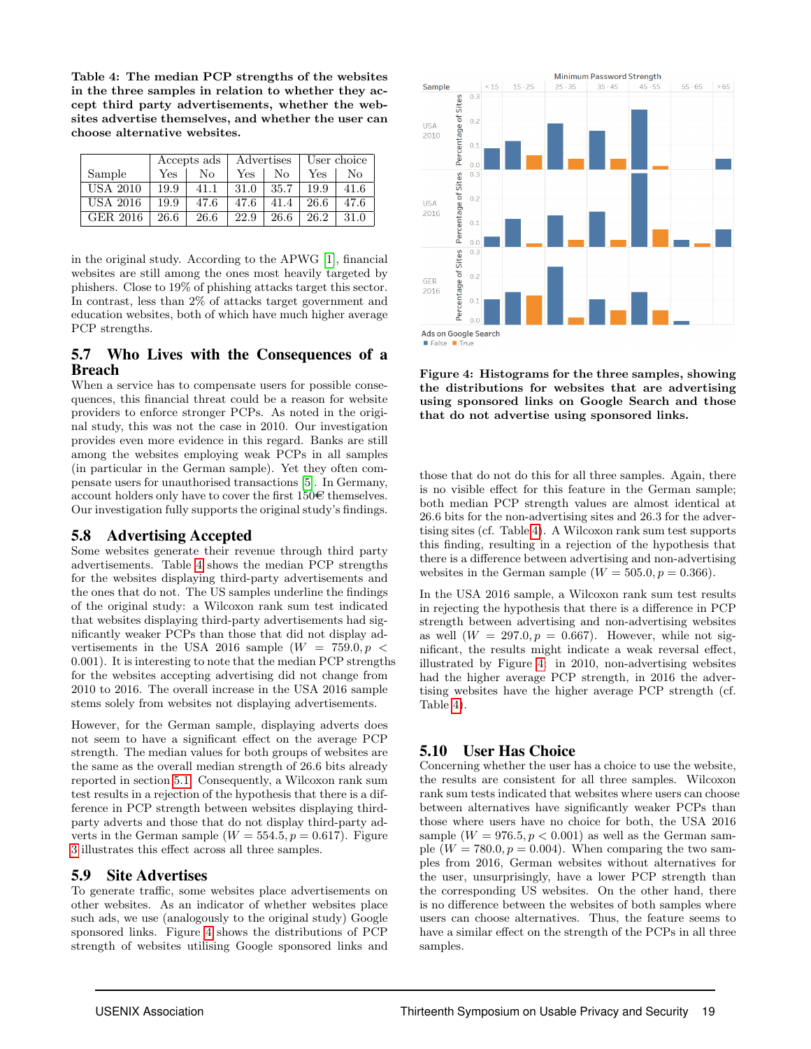**Table 4: The median PCP strengths of the websites in the three samples in relation to whether they accept third party advertisements, whether the websites advertise themselves, and whether the user can choose alternative websites.**

| Sample | Accepts ads | | Advertises | | User choice | |
|---|---|---|---|---|---|---|
| | Yes | No | Yes | No | Yes | No |
| USA 2010 | 19.9 | 41.1 | 31.0 | 35.7 | 19.9 | 41.6 |
| USA 2016 | 19.9 | 47.6 | 47.6 | 41.4 | 26.6 | 47.6 |
| GER 2016 | 26.6 | 26.6 | 22.9 | 26.6 | 26.2 | 31.0 |

in the original study. According to the APWG [1], financial websites are still among the ones most heavily targeted by phishers. Close to 19% of phishing attacks target this sector. In contrast, less than 2% of attacks target government and education websites, both of which have much higher average PCP strengths.

### 5.7 Who Lives with the Consequences of a Breach

When a service has to compensate users for possible consequences, this financial threat could be a reason for website providers to enforce stronger PCPs. As noted in the original study, this was not the case in 2010. Our investigation provides even more evidence in this regard. Banks are still among the websites employing weak PCPs in all samples (in particular in the German sample). Yet they often compensate users for unauthorised transactions [5]. In Germany, account holders only have to cover the first 150€ themselves. Our investigation fully supports the original study's findings.

### 5.8 Advertising Accepted

Some websites generate their revenue through third party advertisements. Table 4 shows the median PCP strengths for the websites displaying third-party advertisements and the ones that do not. The US samples underline the findings of the original study: a Wilcoxon rank sum test indicated that websites displaying third-party advertisements had significantly weaker PCPs than those that did not display advertisements in the USA 2016 sample ($W = 759.0, p < 0.001$). It is interesting to note that the median PCP strengths for the websites accepting advertising did not change from 2010 to 2016. The overall increase in the USA 2016 sample stems solely from websites not displaying advertisements.

However, for the German sample, displaying adverts does not seem to have a significant effect on the average PCP strength. The median values for both groups of websites are the same as the overall median strength of 26.6 bits already reported in section 5.1. Consequently, a Wilcoxon rank sum test results in a rejection of the hypothesis that there is a difference in PCP strength between websites displaying third-party adverts and those that do not display third-party adverts in the German sample ($W = 554.5, p = 0.617$). Figure 3 illustrates this effect across all three samples.

### 5.9 Site Advertises

To generate traffic, some websites place advertisements on other websites. As an indicator of whether websites place such ads, we use (analogously to the original study) Google sponsored links. Figure 4 shows the distributions of PCP strength of websites utilising Google sponsored links and those that do not do this for all three samples. Again, there is no visible effect for this feature in the German sample; both median PCP strength values are almost identical at 26.6 bits for the non-advertising sites and 26.3 for the advertising sites (cf. Table 4). A Wilcoxon rank sum test supports this finding, resulting in a rejection of the hypothesis that there is a difference between advertising and non-advertising websites in the German sample ($W = 505.0, p = 0.366$).

**Figure 4: Histograms for the three samples, showing the distributions for websites that are advertising using sponsored links on Google Search and those that do not advertise using sponsored links.**

In the USA 2016 sample, a Wilcoxon rank sum test results in rejecting the hypothesis that there is a difference in PCP strength between advertising and non-advertising websites as well ($W = 297.0, p = 0.667$). However, while not significant, the results might indicate a weak reversal effect, illustrated by Figure 4: in 2010, non-advertising websites had the higher average PCP strength, in 2016 the advertising websites have the higher average PCP strength (cf. Table 4).

### 5.10 User Has Choice

Concerning whether the user has a choice to use the website, the results are consistent for all three samples. Wilcoxon rank sum tests indicated that websites where users can choose between alternatives have significantly weaker PCPs than those where users have no choice for both, the USA 2016 sample ($W = 976.5, p < 0.001$) as well as the German sample ($W = 780.0, p = 0.004$). When comparing the two samples from 2016, German websites without alternatives for the user, unsurprisingly, have a lower PCP strength than the corresponding US websites. On the other hand, there is no difference between the websites of both samples where users can choose alternatives. Thus, the feature seems to have a similar effect on the strength of the PCPs in all three samples.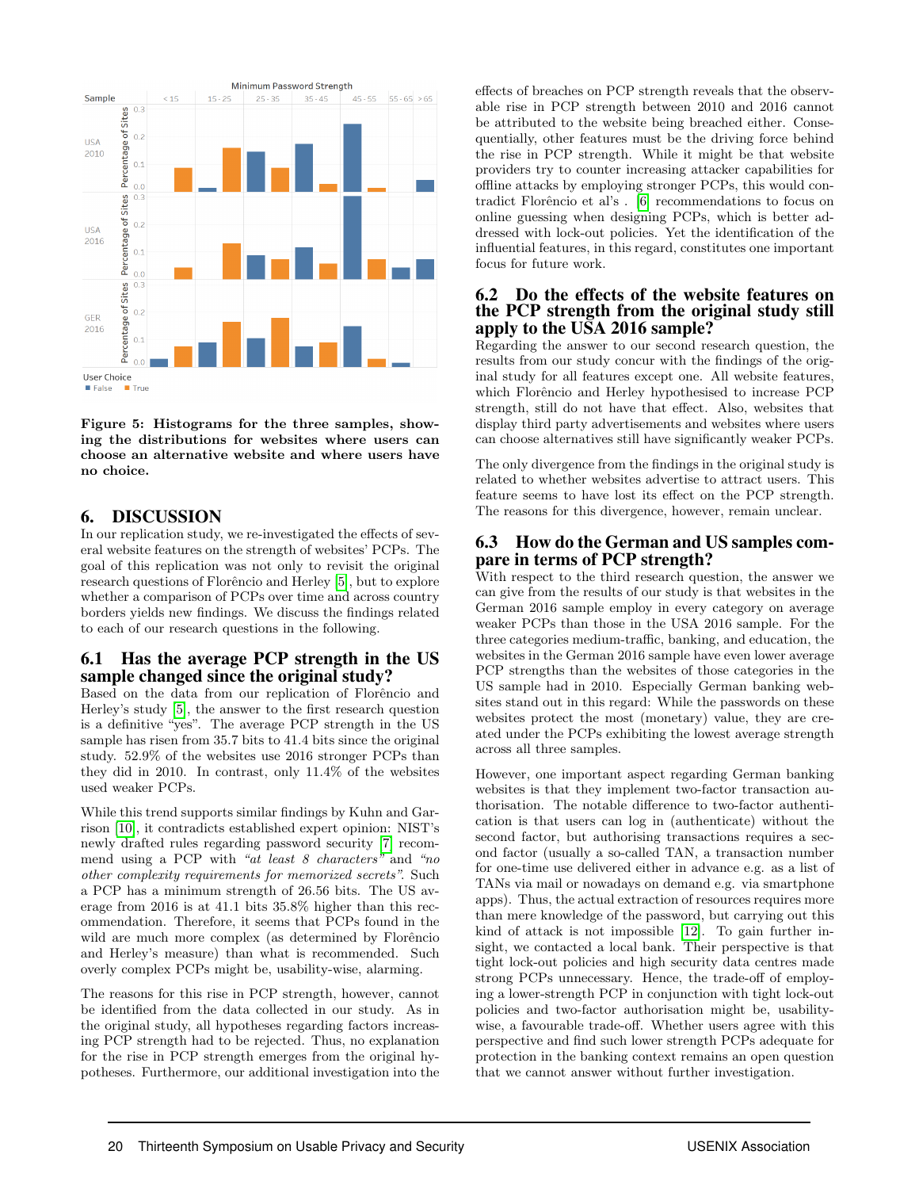Figure 5: Histograms for the three samples, showing the distributions for websites where users can choose an alternative website and where users have no choice.

## 6. DISCUSSION

In our replication study, we re-investigated the effects of several website features on the strength of websites' PCPs. The goal of this replication was not only to revisit the original research questions of Florêncio and Herley [5], but to explore whether a comparison of PCPs over time and across country borders yields new findings. We discuss the findings related to each of our research questions in the following.

### 6.1 Has the average PCP strength in the US sample changed since the original study?

Based on the data from our replication of Florêncio and Herley's study [5], the answer to the first research question is a definitive "yes". The average PCP strength in the US sample has risen from 35.7 bits to 41.4 bits since the original study. 52.9% of the websites use 2016 stronger PCPs than they did in 2010. In contrast, only 11.4% of the websites used weaker PCPs.

While this trend supports similar findings by Kuhn and Garrison [10], it contradicts established expert opinion: NIST's newly drafted rules regarding password security [7] recommend using a PCP with *"at least 8 characters"* and *"no other complexity requirements for memorized secrets"*. Such a PCP has a minimum strength of 26.56 bits. The US average from 2016 is at 41.1 bits 35.8% higher than this recommendation. Therefore, it seems that PCPs found in the wild are much more complex (as determined by Florêncio and Herley's measure) than what is recommended. Such overly complex PCPs might be, usability-wise, alarming.

The reasons for this rise in PCP strength, however, cannot be identified from the data collected in our study. As in the original study, all hypotheses regarding factors increasing PCP strength had to be rejected. Thus, no explanation for the rise in PCP strength emerges from the original hypotheses. Furthermore, our additional investigation into the effects of breaches on PCP strength reveals that the observable rise in PCP strength between 2010 and 2016 cannot be attributed to the website being breached either. Consequentially, other features must be the driving force behind the rise in PCP strength. While it might be that website providers try to counter increasing attacker capabilities for offline attacks by employing stronger PCPs, this would contradict Florêncio et al's . [6] recommendations to focus on online guessing when designing PCPs, which is better addressed with lock-out policies. Yet the identification of the influential features, in this regard, constitutes one important focus for future work.

### 6.2 Do the effects of the website features on the PCP strength from the original study still apply to the USA 2016 sample?

Regarding the answer to our second research question, the results from our study concur with the findings of the original study for all features except one. All website features, which Florêncio and Herley hypothesised to increase PCP strength, still do not have that effect. Also, websites that display third party advertisements and websites where users can choose alternatives still have significantly weaker PCPs.

The only divergence from the findings in the original study is related to whether websites advertise to attract users. This feature seems to have lost its effect on the PCP strength. The reasons for this divergence, however, remain unclear.

### 6.3 How do the German and US samples compare in terms of PCP strength?

With respect to the third research question, the answer we can give from the results of our study is that websites in the German 2016 sample employ in every category on average weaker PCPs than those in the USA 2016 sample. For the three categories medium-traffic, banking, and education, the websites in the German 2016 sample have even lower average PCP strengths than the websites of those categories in the US sample had in 2010. Especially German banking websites stand out in this regard: While the passwords on these websites protect the most (monetary) value, they are created under the PCPs exhibiting the lowest average strength across all three samples.

However, one important aspect regarding German banking websites is that they implement two-factor transaction authorisation. The notable difference to two-factor authentication is that users can log in (authenticate) without the second factor, but authorising transactions requires a second factor (usually a so-called TAN, a transaction number for one-time use delivered either in advance e.g. as a list of TANs via mail or nowadays on demand e.g. via smartphone apps). Thus, the actual extraction of resources requires more than mere knowledge of the password, but carrying out this kind of attack is not impossible [12]. To gain further insight, we contacted a local bank. Their perspective is that tight lock-out policies and high security data centres made strong PCPs unnecessary. Hence, the trade-off of employing a lower-strength PCP in conjunction with tight lock-out policies and two-factor authorisation might be, usability-wise, a favourable trade-off. Whether users agree with this perspective and find such lower strength PCPs adequate for protection in the banking context remains an open question that we cannot answer without further investigation.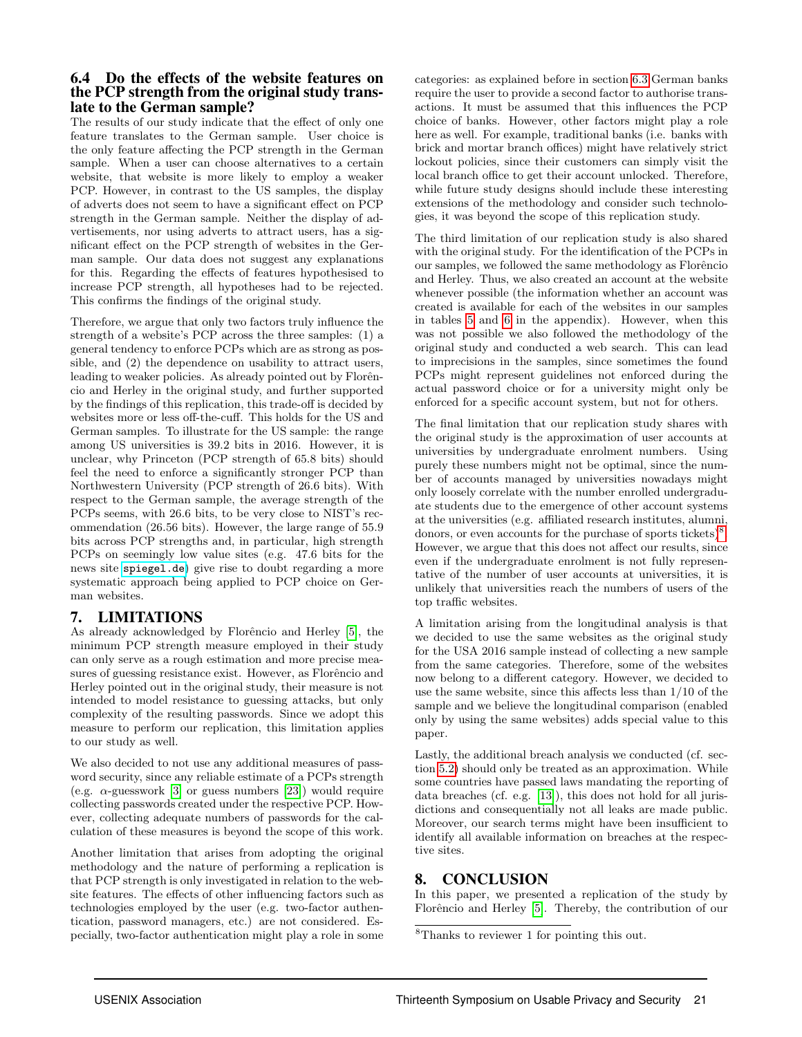### 6.4 Do the effects of the website features on the PCP strength from the original study translate to the German sample?

The results of our study indicate that the effect of only one feature translates to the German sample. User choice is the only feature affecting the PCP strength in the German sample. When a user can choose alternatives to a certain website, that website is more likely to employ a weaker PCP. However, in contrast to the US samples, the display of adverts does not seem to have a significant effect on PCP strength in the German sample. Neither the display of advertisements, nor using adverts to attract users, has a significant effect on the PCP strength of websites in the German sample. Our data does not suggest any explanations for this. Regarding the effects of features hypothesised to increase PCP strength, all hypotheses had to be rejected. This confirms the findings of the original study.

Therefore, we argue that only two factors truly influence the strength of a website's PCP across the three samples: (1) a general tendency to enforce PCPs which are as strong as possible, and (2) the dependence on usability to attract users, leading to weaker policies. As already pointed out by Florêncio and Herley in the original study, and further supported by the findings of this replication, this trade-off is decided by websites more or less off-the-cuff. This holds for the US and German samples. To illustrate for the US sample: the range among US universities is 39.2 bits in 2016. However, it is unclear, why Princeton (PCP strength of 65.8 bits) should feel the need to enforce a significantly stronger PCP than Northwestern University (PCP strength of 26.6 bits). With respect to the German sample, the average strength of the PCPs seems, with 26.6 bits, to be very close to NIST's recommendation (26.56 bits). However, the large range of 55.9 bits across PCP strengths and, in particular, high strength PCPs on seemingly low value sites (e.g. 47.6 bits for the news site `spiegel.de`) give rise to doubt regarding a more systematic approach being applied to PCP choice on German websites.

## 7. LIMITATIONS

As already acknowledged by Florêncio and Herley [5], the minimum PCP strength measure employed in their study can only serve as a rough estimation and more precise measures of guessing resistance exist. However, as Florêncio and Herley pointed out in the original study, their measure is not intended to model resistance to guessing attacks, but only complexity of the resulting passwords. Since we adopt this measure to perform our replication, this limitation applies to our study as well.

We also decided to not use any additional measures of password security, since any reliable estimate of a PCPs strength (e.g. $\alpha$-guesswork [3] or guess numbers [23]) would require collecting passwords created under the respective PCP. However, collecting adequate numbers of passwords for the calculation of these measures is beyond the scope of this work.

Another limitation that arises from adopting the original methodology and the nature of performing a replication is that PCP strength is only investigated in relation to the website features. The effects of other influencing factors such as technologies employed by the user (e.g. two-factor authentication, password managers, etc.) are not considered. Especially, two-factor authentication might play a role in some categories: as explained before in section 6.3 German banks require the user to provide a second factor to authorise transactions. It must be assumed that this influences the PCP choice of banks. However, other factors might play a role here as well. For example, traditional banks (i.e. banks with brick and mortar branch offices) might have relatively strict lockout policies, since their customers can simply visit the local branch office to get their account unlocked. Therefore, while future study designs should include these interesting extensions of the methodology and consider such technologies, it was beyond the scope of this replication study.

The third limitation of our replication study is also shared with the original study. For the identification of the PCPs in our samples, we followed the same methodology as Florêncio and Herley. Thus, we also created an account at the website whenever possible (the information whether an account was created is available for each of the websites in our samples in tables 5 and 6 in the appendix). However, when this was not possible we also followed the methodology of the original study and conducted a web search. This can lead to imprecisions in the samples, since sometimes the found PCPs might represent guidelines not enforced during the actual password choice or for a university might only be enforced for a specific account system, but not for others.

The final limitation that our replication study shares with the original study is the approximation of user accounts at universities by undergraduate enrolment numbers. Using purely these numbers might not be optimal, since the number of accounts managed by universities nowadays might only loosely correlate with the number enrolled undergraduate students due to the emergence of other account systems at the universities (e.g. affiliated research institutes, alumni, donors, or even accounts for the purchase of sports tickets)[8]. However, we argue that this does not affect our results, since even if the undergraduate enrolment is not fully representative of the number of user accounts at universities, it is unlikely that universities reach the numbers of users of the top traffic websites.

A limitation arising from the longitudinal analysis is that we decided to use the same websites as the original study for the USA 2016 sample instead of collecting a new sample from the same categories. Therefore, some of the websites now belong to a different category. However, we decided to use the same website, since this affects less than 1/10 of the sample and we believe the longitudinal comparison (enabled only by using the same websites) adds special value to this paper.

Lastly, the additional breach analysis we conducted (cf. section 5.2) should only be treated as an approximation. While some countries have passed laws mandating the reporting of data breaches (cf. e.g. [13]), this does not hold for all jurisdictions and consequentially not all leaks are made public. Moreover, our search terms might have been insufficient to identify all available information on breaches at the respective sites.

## 8. CONCLUSION

In this paper, we presented a replication of the study by Florêncio and Herley [5]. Thereby, the contribution of our

[8] Thanks to reviewer 1 for pointing this out.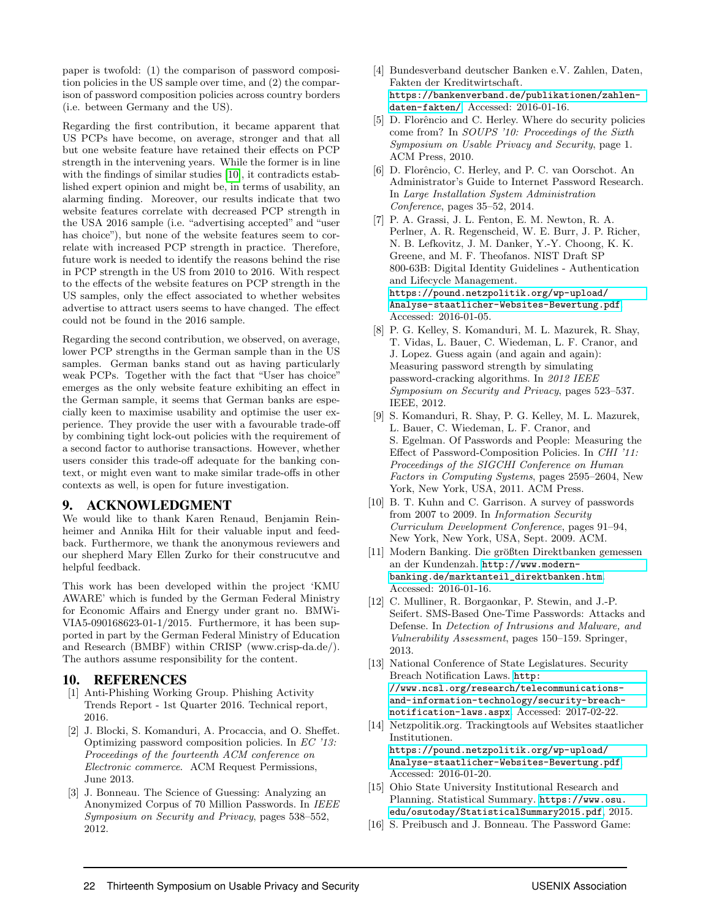paper is twofold: (1) the comparison of password composition policies in the US sample over time, and (2) the comparison of password composition policies across country borders (i.e. between Germany and the US).

Regarding the first contribution, it became apparent that US PCPs have become, on average, stronger and that all but one website feature have retained their effects on PCP strength in the intervening years. While the former is in line with the findings of similar studies [10], it contradicts established expert opinion and might be, in terms of usability, an alarming finding. Moreover, our results indicate that two website features correlate with decreased PCP strength in the USA 2016 sample (i.e. "advertising accepted" and "user has choice"), but none of the website features seem to correlate with increased PCP strength in practice. Therefore, future work is needed to identify the reasons behind the rise in PCP strength in the US from 2010 to 2016. With respect to the effects of the website features on PCP strength in the US samples, only the effect associated to whether websites advertise to attract users seems to have changed. The effect could not be found in the 2016 sample.

Regarding the second contribution, we observed, on average, lower PCP strengths in the German sample than in the US samples. German banks stand out as having particularly weak PCPs. Together with the fact that "User has choice" emerges as the only website feature exhibiting an effect in the German sample, it seems that German banks are especially keen to maximise usability and optimise the user experience. They provide the user with a favourable trade-off by combining tight lock-out policies with the requirement of a second factor to authorise transactions. However, whether users consider this trade-off adequate for the banking context, or might even want to make similar trade-offs in other contexts as well, is open for future investigation.

# 9. ACKNOWLEDGMENT

We would like to thank Karen Renaud, Benjamin Reinheimer and Annika Hilt for their valuable input and feedback. Furthermore, we thank the anonymous reviewers and our shepherd Mary Ellen Zurko for their construcutve and helpful feedback.

This work has been developed within the project 'KMU AWARE' which is funded by the German Federal Ministry for Economic Affairs and Energy under grant no. BMWi-VIA5-090168623-01-1/2015. Furthermore, it has been supported in part by the German Federal Ministry of Education and Research (BMBF) within CRISP (www.crisp-da.de/). The authors assume responsibility for the content.

# 10. REFERENCES

[1] Anti-Phishing Working Group. Phishing Activity Trends Report - 1st Quarter 2016. Technical report, 2016.

[2] J. Blocki, S. Komanduri, A. Procaccia, and O. Sheffet. Optimizing password composition policies. In *EC '13: Proceedings of the fourteenth ACM conference on Electronic commerce*. ACM Request Permissions, June 2013.

[3] J. Bonneau. The Science of Guessing: Analyzing an Anonymized Corpus of 70 Million Passwords. In *IEEE Symposium on Security and Privacy*, pages 538–552, 2012.

[4] Bundesverband deutscher Banken e.V. Zahlen, Daten, Fakten der Kreditwirtschaft. https://bankenverband.de/publikationen/zahlen-daten-fakten/. Accessed: 2016-01-16.

[5] D. Florêncio and C. Herley. Where do security policies come from? In *SOUPS '10: Proceedings of the Sixth Symposium on Usable Privacy and Security*, page 1. ACM Press, 2010.

[6] D. Florêncio, C. Herley, and P. C. van Oorschot. An Administrator's Guide to Internet Password Research. In *Large Installation System Administration Conference*, pages 35–52, 2014.

[7] P. A. Grassi, J. L. Fenton, E. M. Newton, R. A. Perlner, A. R. Regenscheid, W. E. Burr, J. P. Richer, N. B. Lefkovitz, J. M. Danker, Y.-Y. Choong, K. K. Greene, and M. F. Theofanos. NIST Draft SP 800-63B: Digital Identity Guidelines - Authentication and Lifecycle Management. https://pound.netzpolitik.org/wp-upload/Analyse-staatlicher-Websites-Bewertung.pdf. Accessed: 2016-01-05.

[8] P. G. Kelley, S. Komanduri, M. L. Mazurek, R. Shay, T. Vidas, L. Bauer, C. Wiedeman, L. F. Cranor, and J. Lopez. Guess again (and again and again): Measuring password strength by simulating password-cracking algorithms. In *2012 IEEE Symposium on Security and Privacy*, pages 523–537. IEEE, 2012.

[9] S. Komanduri, R. Shay, P. G. Kelley, M. L. Mazurek, L. Bauer, C. Wiedeman, L. F. Cranor, and S. Egelman. Of Passwords and People: Measuring the Effect of Password-Composition Policies. In *CHI '11: Proceedings of the SIGCHI Conference on Human Factors in Computing Systems*, pages 2595–2604, New York, New York, USA, 2011. ACM Press.

[10] B. T. Kuhn and C. Garrison. A survey of passwords from 2007 to 2009. In *Information Security Curriculum Development Conference*, pages 91–94, New York, New York, USA, Sept. 2009. ACM.

[11] Modern Banking. Die größten Direktbanken gemessen an der Kundenzah. http://www.modern-banking.de/marktanteil_direktbanken.htm. Accessed: 2016-01-16.

[12] C. Mulliner, R. Borgaonkar, P. Stewin, and J.-P. Seifert. SMS-Based One-Time Passwords: Attacks and Defense. In *Detection of Intrusions and Malware, and Vulnerability Assessment*, pages 150–159. Springer, 2013.

[13] National Conference of State Legislatures. Security Breach Notification Laws. http://www.ncsl.org/research/telecommunications-and-information-technology/security-breach-notification-laws.aspx. Accessed: 2017-02-22.

[14] Netzpolitik.org. Trackingtools auf Websites staatlicher Institutionen. https://pound.netzpolitik.org/wp-upload/Analyse-staatlicher-Websites-Bewertung.pdf. Accessed: 2016-01-20.

[15] Ohio State University Institutional Research and Planning. Statistical Summary. https://www.osu.edu/osutoday/StatisticalSummary2015.pdf, 2015.

[16] S. Preibusch and J. Bonneau. The Password Game: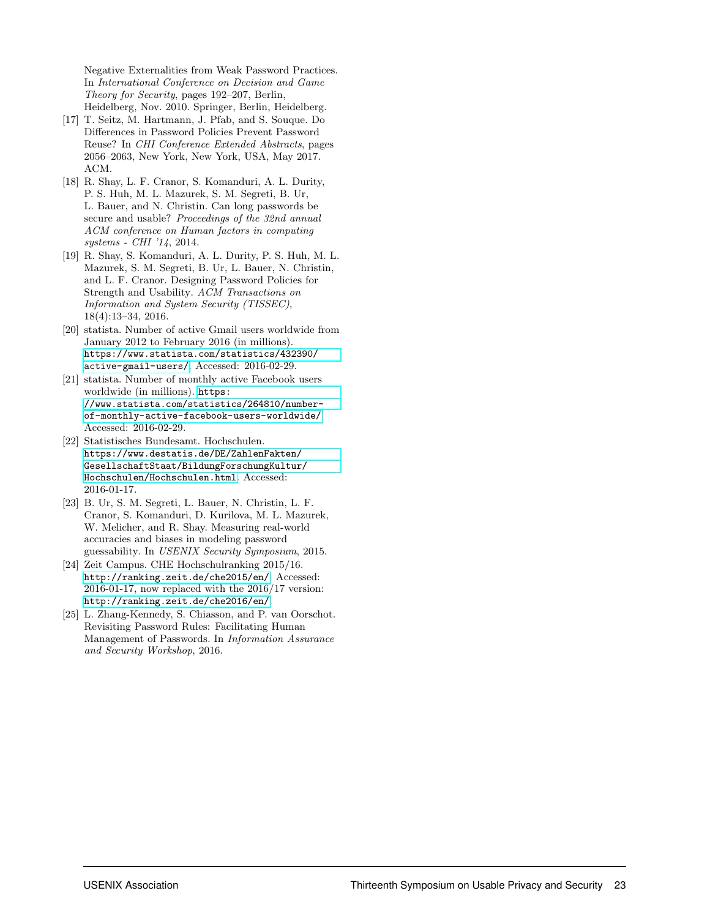Negative Externalities from Weak Password Practices. In *International Conference on Decision and Game Theory for Security*, pages 192–207, Berlin, Heidelberg, Nov. 2010. Springer, Berlin, Heidelberg.

[17] T. Seitz, M. Hartmann, J. Pfab, and S. Souque. Do Differences in Password Policies Prevent Password Reuse? In *CHI Conference Extended Abstracts*, pages 2056–2063, New York, New York, USA, May 2017. ACM.

[18] R. Shay, L. F. Cranor, S. Komanduri, A. L. Durity, P. S. Huh, M. L. Mazurek, S. M. Segreti, B. Ur, L. Bauer, and N. Christin. Can long passwords be secure and usable? *Proceedings of the 32nd annual ACM conference on Human factors in computing systems - CHI '14*, 2014.

[19] R. Shay, S. Komanduri, A. L. Durity, P. S. Huh, M. L. Mazurek, S. M. Segreti, B. Ur, L. Bauer, N. Christin, and L. F. Cranor. Designing Password Policies for Strength and Usability. *ACM Transactions on Information and System Security (TISSEC)*, 18(4):13–34, 2016.

[20] statista. Number of active Gmail users worldwide from January 2012 to February 2016 (in millions). `https://www.statista.com/statistics/432390/active-gmail-users/`. Accessed: 2016-02-29.

[21] statista. Number of monthly active Facebook users worldwide (in millions). `https://www.statista.com/statistics/264810/number-of-monthly-active-facebook-users-worldwide/`. Accessed: 2016-02-29.

[22] Statistisches Bundesamt. Hochschulen. `https://www.destatis.de/DE/ZahlenFakten/GesellschaftStaat/BildungForschungKultur/Hochschulen/Hochschulen.html`. Accessed: 2016-01-17.

[23] B. Ur, S. M. Segreti, L. Bauer, N. Christin, L. F. Cranor, S. Komanduri, D. Kurilova, M. L. Mazurek, W. Melicher, and R. Shay. Measuring real-world accuracies and biases in modeling password guessability. In *USENIX Security Symposium*, 2015.

[24] Zeit Campus. CHE Hochschulranking 2015/16. `http://ranking.zeit.de/che2015/en/`. Accessed: 2016-01-17, now replaced with the 2016/17 version: `http://ranking.zeit.de/che2016/en/`.

[25] L. Zhang-Kennedy, S. Chiasson, and P. van Oorschot. Revisiting Password Rules: Facilitating Human Management of Passwords. In *Information Assurance and Security Workshop*, 2016.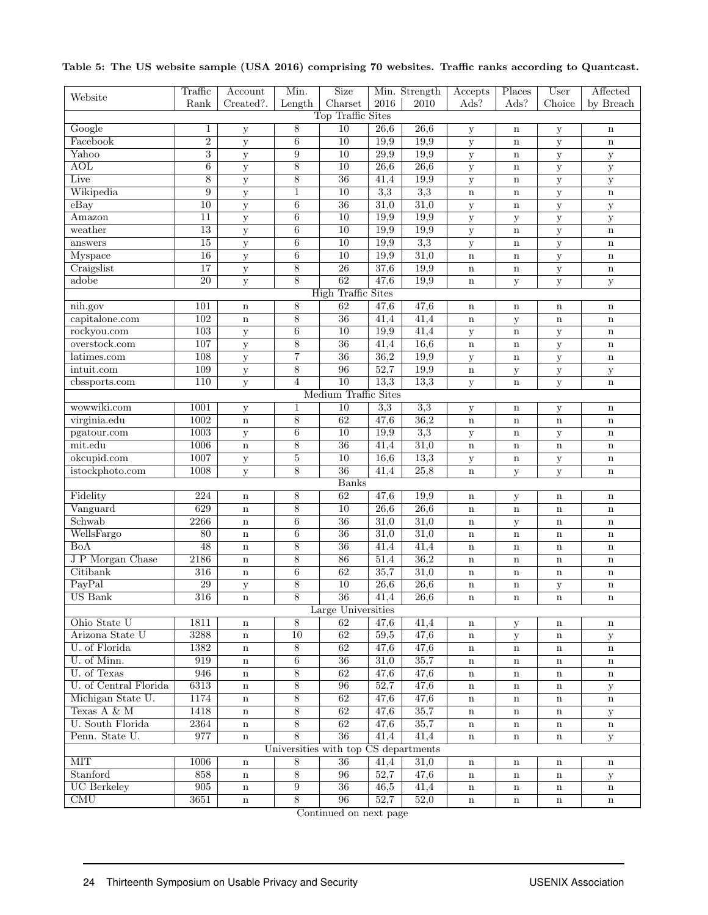**Table 5: The US website sample (USA 2016) comprising 70 websites. Traffic ranks according to Quantcast.**

| Website | Traffic Rank | Account Created?. | Min. Length | Size Charset | Min. Strength 2016 | 2010 | Accepts Ads? | Places Ads? | User Choice | Affected by Breach |
|---|---|---|---|---|---|---|---|---|---|---|
| **Top Traffic Sites** | | | | | | | | | | |
| Google | 1 | y | 8 | 10 | 26,6 | 26,6 | y | n | y | n |
| Facebook | 2 | y | 6 | 10 | 19,9 | 19,9 | y | n | y | n |
| Yahoo | 3 | y | 9 | 10 | 29,9 | 19,9 | y | n | y | y |
| AOL | 6 | y | 8 | 10 | 26,6 | 26,6 | y | n | y | y |
| Live | 8 | y | 8 | 36 | 41,4 | 19,9 | y | n | y | y |
| Wikipedia | 9 | y | 1 | 10 | 3,3 | 3,3 | n | n | y | n |
| eBay | 10 | y | 6 | 36 | 31,0 | 31,0 | y | n | y | y |
| Amazon | 11 | y | 6 | 10 | 19,9 | 19,9 | y | y | y | y |
| weather | 13 | y | 6 | 10 | 19,9 | 19,9 | y | n | y | n |
| answers | 15 | y | 6 | 10 | 19,9 | 3,3 | y | n | y | n |
| Myspace | 16 | y | 6 | 10 | 19,9 | 31,0 | n | n | y | n |
| Craigslist | 17 | y | 8 | 26 | 37,6 | 19,9 | n | n | y | n |
| adobe | 20 | y | 8 | 62 | 47,6 | 19,9 | n | y | y | y |
| **High Traffic Sites** | | | | | | | | | | |
| nih.gov | 101 | n | 8 | 62 | 47,6 | 47,6 | n | n | n | n |
| capitalone.com | 102 | n | 8 | 36 | 41,4 | 41,4 | n | y | n | n |
| rockyou.com | 103 | y | 6 | 10 | 19,9 | 41,4 | y | n | y | n |
| overstock.com | 107 | y | 8 | 36 | 41,4 | 16,6 | n | n | y | n |
| latimes.com | 108 | y | 7 | 36 | 36,2 | 19,9 | y | n | y | n |
| intuit.com | 109 | y | 8 | 96 | 52,7 | 19,9 | n | y | y | y |
| cbssports.com | 110 | y | 4 | 10 | 13,3 | 13,3 | y | n | y | n |
| **Medium Traffic Sites** | | | | | | | | | | |
| wowwiki.com | 1001 | y | 1 | 10 | 3,3 | 3,3 | y | n | y | n |
| virginia.edu | 1002 | n | 8 | 62 | 47,6 | 36,2 | n | n | n | n |
| pgatour.com | 1003 | y | 6 | 10 | 19,9 | 3,3 | y | n | y | n |
| mit.edu | 1006 | n | 8 | 36 | 41,4 | 31,0 | n | n | n | n |
| okcupid.com | 1007 | y | 5 | 10 | 16,6 | 13,3 | y | n | y | n |
| istockphoto.com | 1008 | y | 8 | 36 | 41,4 | 25,8 | n | y | y | n |
| **Banks** | | | | | | | | | | |
| Fidelity | 224 | n | 8 | 62 | 47,6 | 19,9 | n | y | n | n |
| Vanguard | 629 | n | 8 | 10 | 26,6 | 26,6 | n | n | n | n |
| Schwab | 2266 | n | 6 | 36 | 31,0 | 31,0 | n | y | n | n |
| WellsFargo | 80 | n | 6 | 36 | 31,0 | 31,0 | n | n | n | n |
| BoA | 48 | n | 8 | 36 | 41,4 | 41,4 | n | n | n | n |
| J P Morgan Chase | 2186 | n | 8 | 86 | 51,4 | 36,2 | n | n | n | n |
| Citibank | 316 | n | 6 | 62 | 35,7 | 31,0 | n | n | n | n |
| PayPal | 29 | y | 8 | 10 | 26,6 | 26,6 | n | n | y | n |
| US Bank | 316 | n | 8 | 36 | 41,4 | 26,6 | n | n | n | n |
| **Large Universities** | | | | | | | | | | |
| Ohio State U | 1811 | n | 8 | 62 | 47,6 | 41,4 | n | y | n | n |
| Arizona State U | 3288 | n | 10 | 62 | 59,5 | 47,6 | n | y | n | y |
| U. of Florida | 1382 | n | 8 | 62 | 47,6 | 47,6 | n | n | n | n |
| U. of Minn. | 919 | n | 6 | 36 | 31,0 | 35,7 | n | n | n | n |
| U. of Texas | 946 | n | 8 | 62 | 47,6 | 47,6 | n | n | n | n |
| U. of Central Florida | 6313 | n | 8 | 96 | 52,7 | 47,6 | n | n | n | y |
| Michigan State U. | 1174 | n | 8 | 62 | 47,6 | 47,6 | n | n | n | n |
| Texas A & M | 1418 | n | 8 | 62 | 47,6 | 35,7 | n | n | n | y |
| U. South Florida | 2364 | n | 8 | 62 | 47,6 | 35,7 | n | n | n | n |
| Penn. State U. | 977 | n | 8 | 36 | 41,4 | 41,4 | n | n | n | y |
| **Universities with top CS departments** | | | | | | | | | | |
| MIT | 1006 | n | 8 | 36 | 41,4 | 31,0 | n | n | n | n |
| Stanford | 858 | n | 8 | 96 | 52,7 | 47,6 | n | n | n | y |
| UC Berkeley | 905 | n | 9 | 36 | 46,5 | 41,4 | n | n | n | n |
| CMU | 3651 | n | 8 | 96 | 52,7 | 52,0 | n | n | n | n |

Continued on next page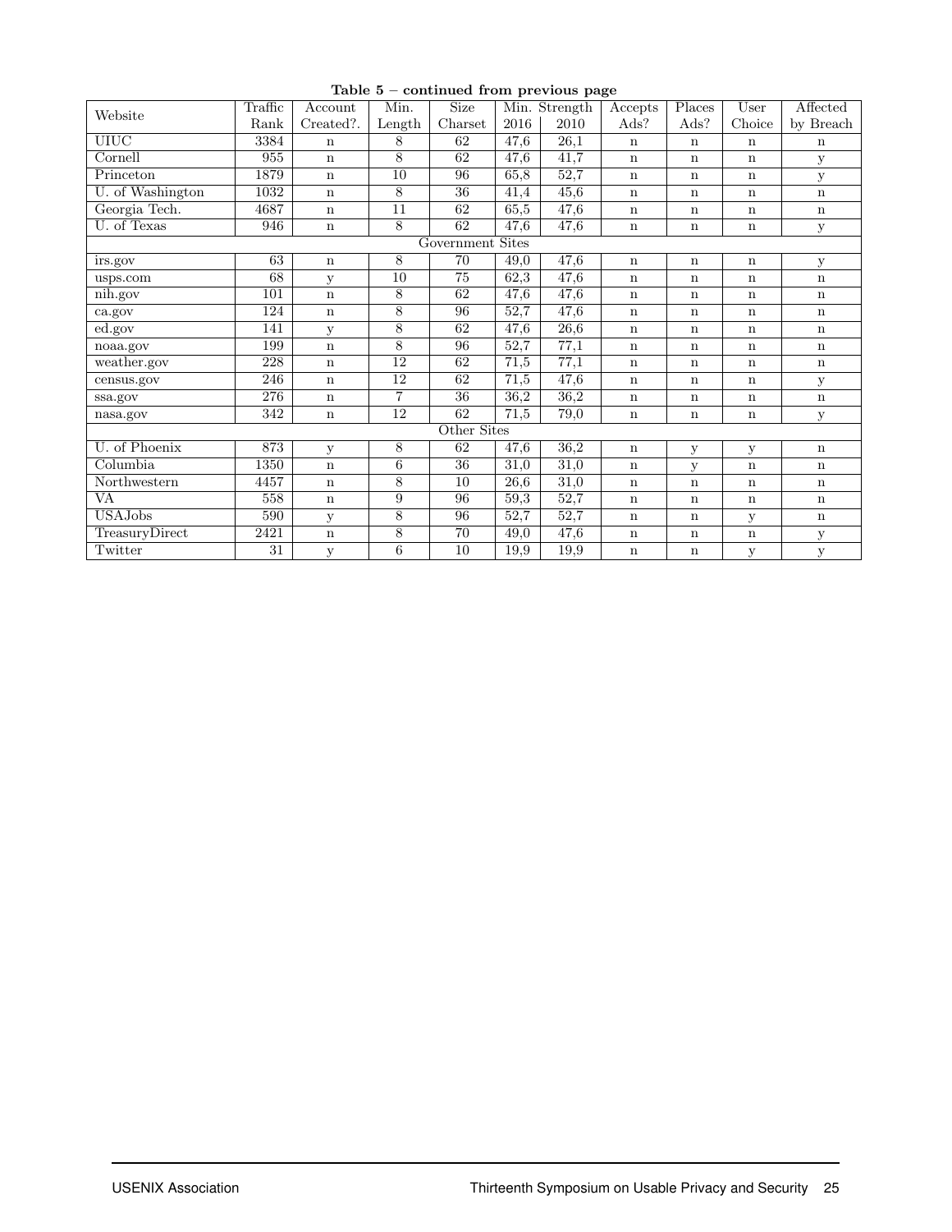**Table 5 – continued from previous page**

| Website | Traffic Rank | Account Created?. | Min. Length | Size Charset | Min. Strength 2016 | Min. Strength 2010 | Accepts Ads? | Places Ads? | User Choice | Affected by Breach |
|---|---|---|---|---|---|---|---|---|---|---|
| UIUC | 3384 | n | 8 | 62 | 47,6 | 26,1 | n | n | n | n |
| Cornell | 955 | n | 8 | 62 | 47,6 | 41,7 | n | n | n | y |
| Princeton | 1879 | n | 10 | 96 | 65,8 | 52,7 | n | n | n | y |
| U. of Washington | 1032 | n | 8 | 36 | 41,4 | 45,6 | n | n | n | n |
| Georgia Tech. | 4687 | n | 11 | 62 | 65,5 | 47,6 | n | n | n | n |
| U. of Texas | 946 | n | 8 | 62 | 47,6 | 47,6 | n | n | n | y |
| Government Sites | | | | | | | | | | |
| irs.gov | 63 | n | 8 | 70 | 49,0 | 47,6 | n | n | n | y |
| usps.com | 68 | y | 10 | 75 | 62,3 | 47,6 | n | n | n | n |
| nih.gov | 101 | n | 8 | 62 | 47,6 | 47,6 | n | n | n | n |
| ca.gov | 124 | n | 8 | 96 | 52,7 | 47,6 | n | n | n | n |
| ed.gov | 141 | y | 8 | 62 | 47,6 | 26,6 | n | n | n | n |
| noaa.gov | 199 | n | 8 | 96 | 52,7 | 77,1 | n | n | n | n |
| weather.gov | 228 | n | 12 | 62 | 71,5 | 77,1 | n | n | n | n |
| census.gov | 246 | n | 12 | 62 | 71,5 | 47,6 | n | n | n | y |
| ssa.gov | 276 | n | 7 | 36 | 36,2 | 36,2 | n | n | n | n |
| nasa.gov | 342 | n | 12 | 62 | 71,5 | 79,0 | n | n | n | y |
| Other Sites | | | | | | | | | | |
| U. of Phoenix | 873 | y | 8 | 62 | 47,6 | 36,2 | n | y | y | n |
| Columbia | 1350 | n | 6 | 36 | 31,0 | 31,0 | n | y | n | n |
| Northwestern | 4457 | n | 8 | 10 | 26,6 | 31,0 | n | n | n | n |
| VA | 558 | n | 9 | 96 | 59,3 | 52,7 | n | n | n | n |
| USAJobs | 590 | y | 8 | 96 | 52,7 | 52,7 | n | n | y | n |
| TreasuryDirect | 2421 | n | 8 | 70 | 49,0 | 47,6 | n | n | n | y |
| Twitter | 31 | y | 6 | 10 | 19,9 | 19,9 | n | n | y | y |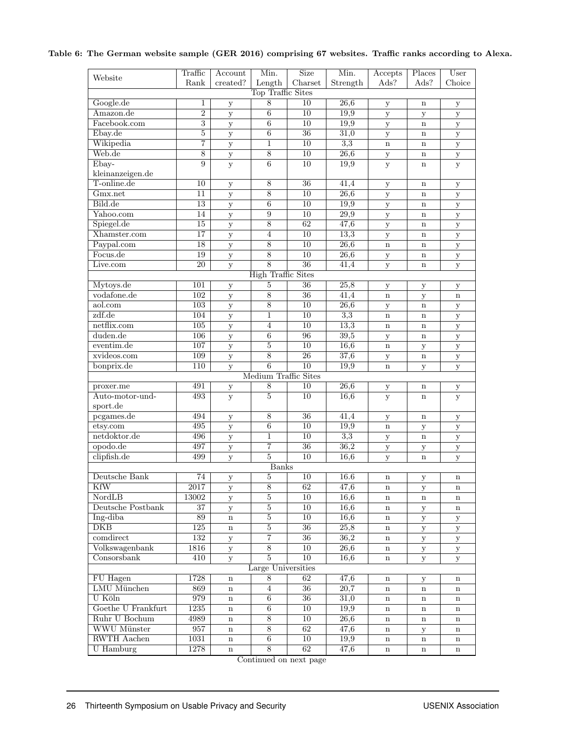**Table 6: The German website sample (GER 2016) comprising 67 websites. Traffic ranks according to Alexa.**

| Website | Traffic Rank | Account created? | Min. Length | Size Charset | Min. Strength | Accepts Ads? | Places Ads? | User Choice |
|---|---|---|---|---|---|---|---|---|
| Top Traffic Sites | | | | | | | | |
| Google.de | 1 | y | 8 | 10 | 26,6 | y | n | y |
| Amazon.de | 2 | y | 6 | 10 | 19,9 | y | y | y |
| Facebook.com | 3 | y | 6 | 10 | 19,9 | y | n | y |
| Ebay.de | 5 | y | 6 | 36 | 31,0 | y | n | y |
| Wikipedia | 7 | y | 1 | 10 | 3,3 | n | n | y |
| Web.de | 8 | y | 8 | 10 | 26,6 | y | n | y |
| Ebay-kleinanzeigen.de | 9 | y | 6 | 10 | 19,9 | y | n | y |
| T-online.de | 10 | y | 8 | 36 | 41,4 | y | n | y |
| Gmx.net | 11 | y | 8 | 10 | 26,6 | y | n | y |
| Bild.de | 13 | y | 6 | 10 | 19,9 | y | n | y |
| Yahoo.com | 14 | y | 9 | 10 | 29,9 | y | n | y |
| Spiegel.de | 15 | y | 8 | 62 | 47,6 | y | n | y |
| Xhamster.com | 17 | y | 4 | 10 | 13,3 | y | n | y |
| Paypal.com | 18 | y | 8 | 10 | 26,6 | n | n | y |
| Focus.de | 19 | y | 8 | 10 | 26,6 | y | n | y |
| Live.com | 20 | y | 8 | 36 | 41,4 | y | n | y |
| High Traffic Sites | | | | | | | | |
| Mytoys.de | 101 | y | 5 | 36 | 25,8 | y | y | y |
| vodafone.de | 102 | y | 8 | 36 | 41,4 | n | y | n |
| aol.com | 103 | y | 8 | 10 | 26,6 | y | n | y |
| zdf.de | 104 | y | 1 | 10 | 3,3 | n | n | y |
| netflix.com | 105 | y | 4 | 10 | 13,3 | n | n | y |
| duden.de | 106 | y | 6 | 96 | 39,5 | y | n | y |
| eventim.de | 107 | y | 5 | 10 | 16,6 | n | y | y |
| xvideos.com | 109 | y | 8 | 26 | 37,6 | y | n | y |
| bonprix.de | 110 | y | 6 | 10 | 19,9 | n | y | y |
| Medium Traffic Sites | | | | | | | | |
| proxer.me | 491 | y | 8 | 10 | 26,6 | y | n | y |
| Auto-motor-und-sport.de | 493 | y | 5 | 10 | 16,6 | y | n | y |
| pcgames.de | 494 | y | 8 | 36 | 41,4 | y | n | y |
| etsy.com | 495 | y | 6 | 10 | 19,9 | n | y | y |
| netdoktor.de | 496 | y | 1 | 10 | 3,3 | y | n | y |
| opodo.de | 497 | y | 7 | 36 | 36,2 | y | y | y |
| clipfish.de | 499 | y | 5 | 10 | 16,6 | y | n | y |
| Banks | | | | | | | | |
| Deutsche Bank | 74 | y | 5 | 10 | 16.6 | n | y | n |
| KfW | 2017 | y | 8 | 62 | 47,6 | n | y | n |
| NordLB | 13002 | y | 5 | 10 | 16,6 | n | n | n |
| Deutsche Postbank | 37 | y | 5 | 10 | 16,6 | n | y | n |
| Ing-diba | 89 | n | 5 | 10 | 16,6 | n | y | y |
| DKB | 125 | n | 5 | 36 | 25,8 | n | y | y |
| comdirect | 132 | y | 7 | 36 | 36,2 | n | y | y |
| Volkswagenbank | 1816 | y | 8 | 10 | 26,6 | n | y | y |
| Consorsbank | 410 | y | 5 | 10 | 16,6 | n | y | y |
| Large Universities | | | | | | | | |
| FU Hagen | 1728 | n | 8 | 62 | 47,6 | n | y | n |
| LMU München | 869 | n | 4 | 36 | 20,7 | n | n | n |
| U Köln | 979 | n | 6 | 36 | 31,0 | n | n | n |
| Goethe U Frankfurt | 1235 | n | 6 | 10 | 19,9 | n | n | n |
| Ruhr U Bochum | 4989 | n | 8 | 10 | 26,6 | n | n | n |
| WWU Münster | 957 | n | 8 | 62 | 47,6 | n | y | n |
| RWTH Aachen | 1031 | n | 6 | 10 | 19,9 | n | n | n |
| U Hamburg | 1278 | n | 8 | 62 | 47,6 | n | n | n |

Continued on next page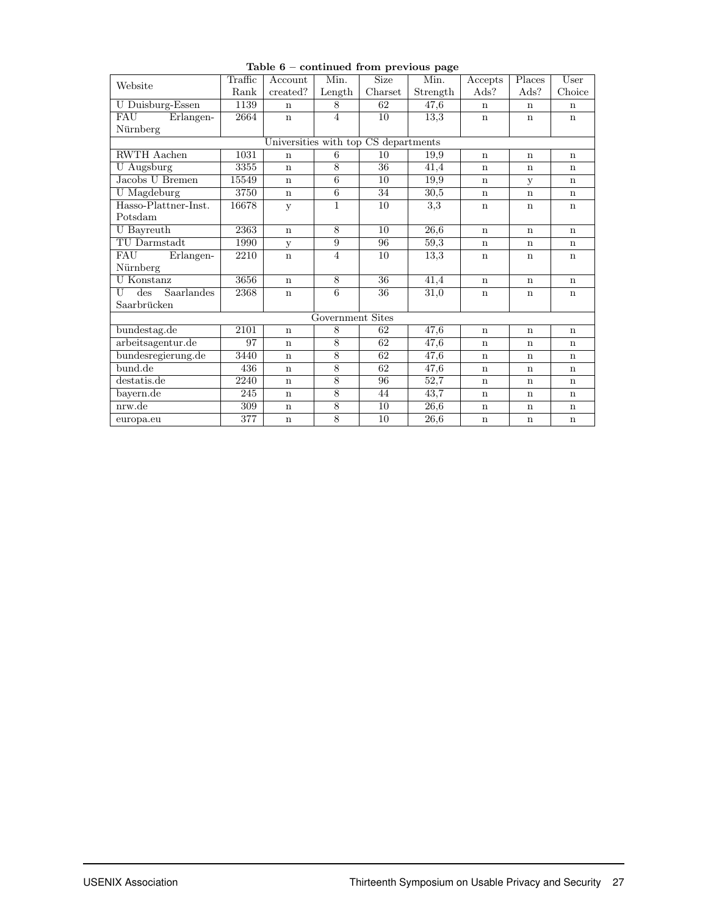**Table 6 – continued from previous page**

| Website | Traffic Rank | Account created? | Min. Length | Size Charset | Min. Strength | Accepts Ads? | Places Ads? | User Choice |
|---|---|---|---|---|---|---|---|---|
| U Duisburg-Essen | 1139 | n | 8 | 62 | 47,6 | n | n | n |
| FAU Erlangen-Nürnberg | 2664 | n | 4 | 10 | 13,3 | n | n | n |
| Universities with top CS departments | | | | | | | | |
| RWTH Aachen | 1031 | n | 6 | 10 | 19,9 | n | n | n |
| U Augsburg | 3355 | n | 8 | 36 | 41,4 | n | n | n |
| Jacobs U Bremen | 15549 | n | 6 | 10 | 19,9 | n | y | n |
| U Magdeburg | 3750 | n | 6 | 34 | 30,5 | n | n | n |
| Hasso-Plattner-Inst. Potsdam | 16678 | y | 1 | 10 | 3,3 | n | n | n |
| U Bayreuth | 2363 | n | 8 | 10 | 26,6 | n | n | n |
| TU Darmstadt | 1990 | y | 9 | 96 | 59,3 | n | n | n |
| FAU Erlangen-Nürnberg | 2210 | n | 4 | 10 | 13,3 | n | n | n |
| U Konstanz | 3656 | n | 8 | 36 | 41,4 | n | n | n |
| U des Saarlandes Saarbrücken | 2368 | n | 6 | 36 | 31,0 | n | n | n |
| Government Sites | | | | | | | | |
| bundestag.de | 2101 | n | 8 | 62 | 47,6 | n | n | n |
| arbeitsagentur.de | 97 | n | 8 | 62 | 47,6 | n | n | n |
| bundesregierung.de | 3440 | n | 8 | 62 | 47,6 | n | n | n |
| bund.de | 436 | n | 8 | 62 | 47,6 | n | n | n |
| destatis.de | 2240 | n | 8 | 96 | 52,7 | n | n | n |
| bayern.de | 245 | n | 8 | 44 | 43,7 | n | n | n |
| nrw.de | 309 | n | 8 | 10 | 26,6 | n | n | n |
| europa.eu | 377 | n | 8 | 10 | 26,6 | n | n | n |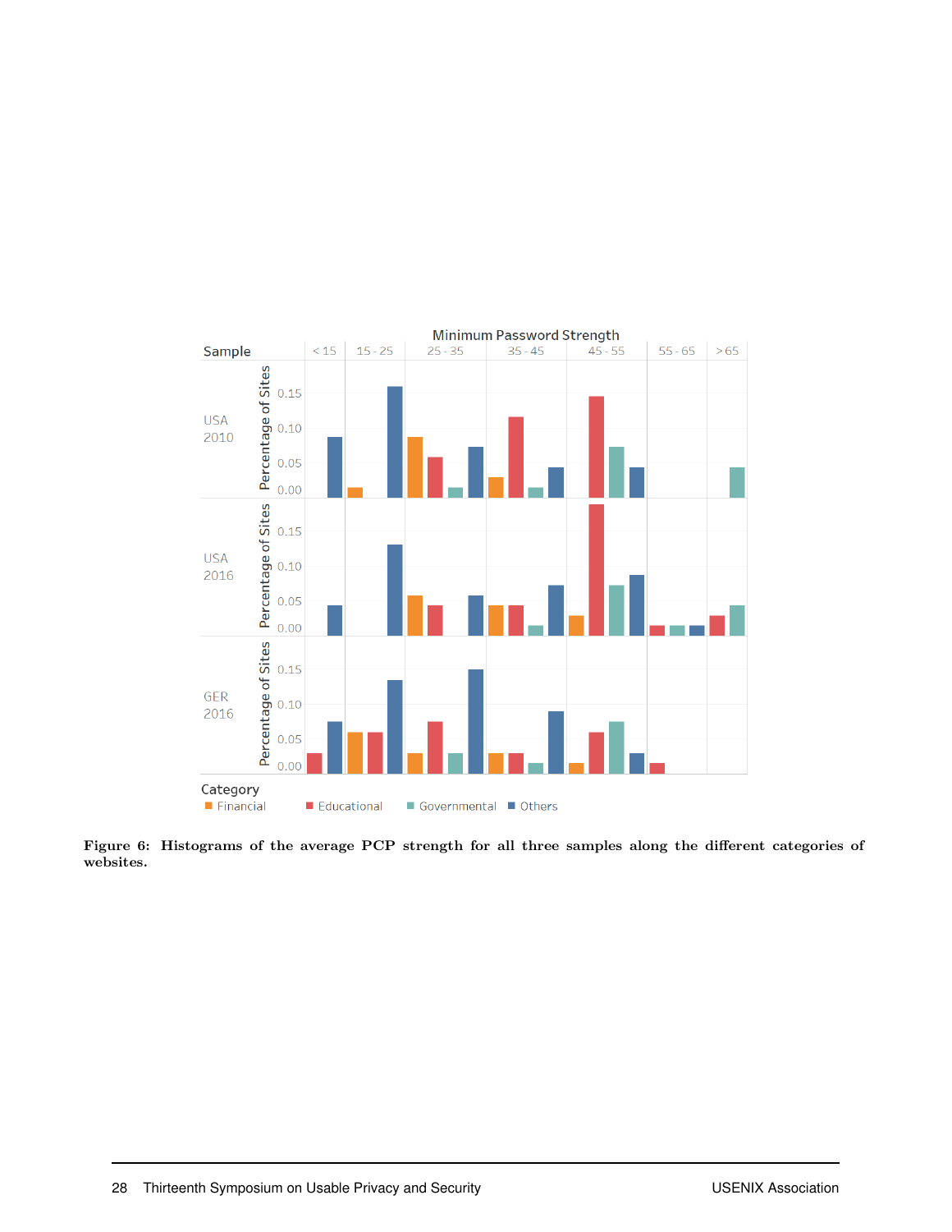Minimum Password Strength

Sample

< 15

15 - 25

25 - 35

35 - 45

45 - 55

55 - 65

> 65

USA 2010

USA 2016

GER 2016

Percentage of Sites

0.15

0.10

0.05

0.00

Category

Financial

Educational

Governmental

Others

**Figure 6: Histograms of the average PCP strength for all three samples along the different categories of websites.**